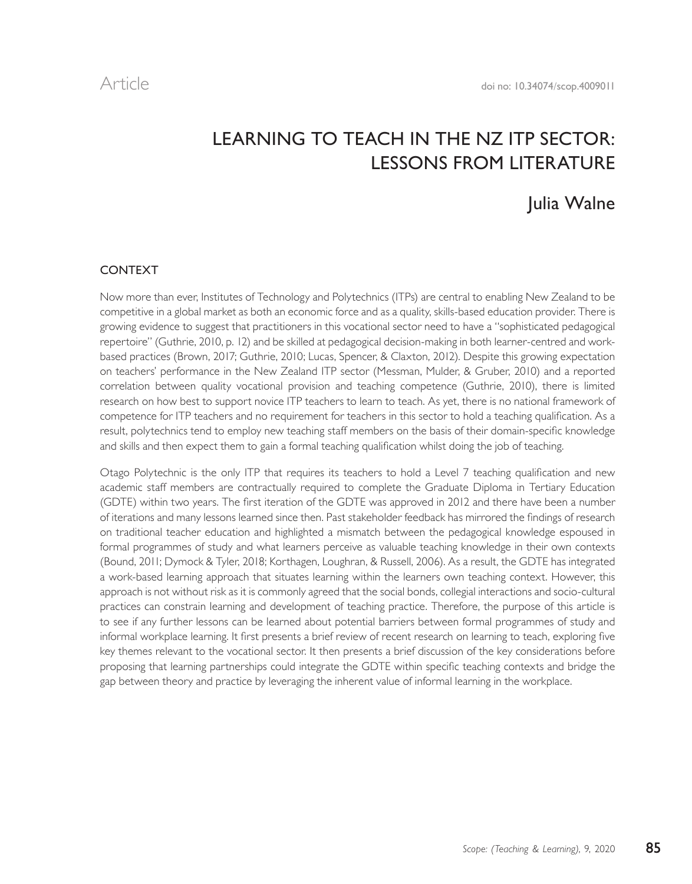Article

doi no: 10.34074/scop.4009011

# LEARNING TO TEACH IN THE NZ ITP SECTOR: LESSONS FROM LITERATURE

## Julia Walne

### CONTEXT

Now more than ever, Institutes of Technology and Polytechnics (ITPs) are central to enabling New Zealand to be competitive in a global market as both an economic force and as a quality, skills-based education provider. There is growing evidence to suggest that practitioners in this vocational sector need to have a "sophisticated pedagogical repertoire" (Guthrie, 2010, p. 12) and be skilled at pedagogical decision-making in both learner-centred and work-based practices (Brown, 2017; Guthrie, 2010; Lucas, Spencer, & Claxton, 2012). Despite this growing expectation on teachers' performance in the New Zealand ITP sector (Messman, Mulder, & Gruber, 2010) and a reported correlation between quality vocational provision and teaching competence (Guthrie, 2010), there is limited research on how best to support novice ITP teachers to learn to teach. As yet, there is no national framework of competence for ITP teachers and no requirement for teachers in this sector to hold a teaching qualification. As a result, polytechnics tend to employ new teaching staff members on the basis of their domain-specific knowledge and skills and then expect them to gain a formal teaching qualification whilst doing the job of teaching.

Otago Polytechnic is the only ITP that requires its teachers to hold a Level 7 teaching qualification and new academic staff members are contractually required to complete the Graduate Diploma in Tertiary Education (GDTE) within two years. The first iteration of the GDTE was approved in 2012 and there have been a number of iterations and many lessons learned since then. Past stakeholder feedback has mirrored the findings of research on traditional teacher education and highlighted a mismatch between the pedagogical knowledge espoused in formal programmes of study and what learners perceive as valuable teaching knowledge in their own contexts (Bound, 2011; Dymock & Tyler, 2018; Korthagen, Loughran, & Russell, 2006). As a result, the GDTE has integrated a work-based learning approach that situates learning within the learners own teaching context. However, this approach is not without risk as it is commonly agreed that the social bonds, collegial interactions and socio-cultural practices can constrain learning and development of teaching practice. Therefore, the purpose of this article is to see if any further lessons can be learned about potential barriers between formal programmes of study and informal workplace learning. It first presents a brief review of recent research on learning to teach, exploring five key themes relevant to the vocational sector. It then presents a brief discussion of the key considerations before proposing that learning partnerships could integrate the GDTE within specific teaching contexts and bridge the gap between theory and practice by leveraging the inherent value of informal learning in the workplace.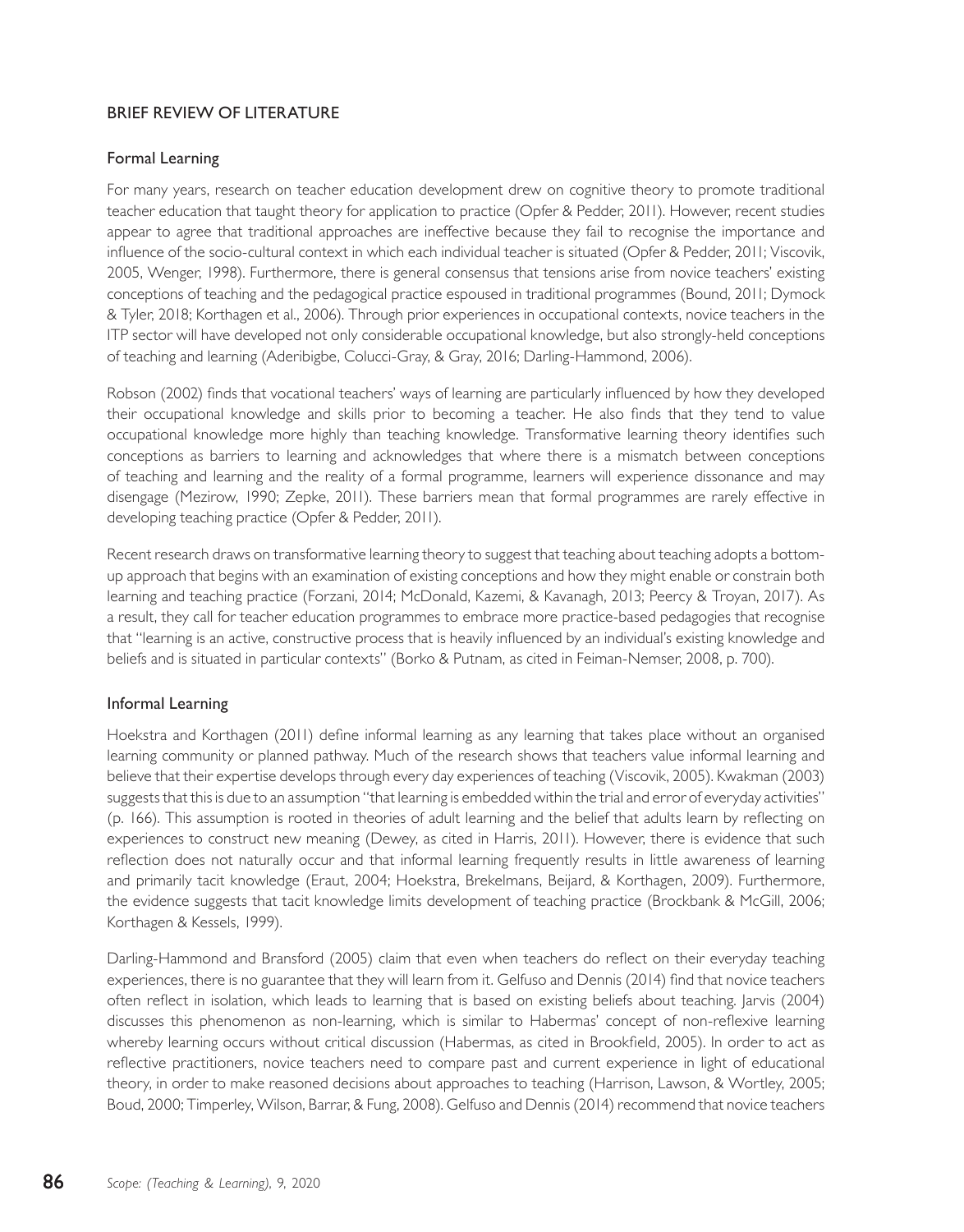## BRIEF REVIEW OF LITERATURE

### Formal Learning

For many years, research on teacher education development drew on cognitive theory to promote traditional teacher education that taught theory for application to practice (Opfer & Pedder, 2011). However, recent studies appear to agree that traditional approaches are ineffective because they fail to recognise the importance and influence of the socio-cultural context in which each individual teacher is situated (Opfer & Pedder, 2011; Viscovik, 2005, Wenger, 1998). Furthermore, there is general consensus that tensions arise from novice teachers' existing conceptions of teaching and the pedagogical practice espoused in traditional programmes (Bound, 2011; Dymock & Tyler, 2018; Korthagen et al., 2006). Through prior experiences in occupational contexts, novice teachers in the ITP sector will have developed not only considerable occupational knowledge, but also strongly-held conceptions of teaching and learning (Aderibigbe, Colucci-Gray, & Gray, 2016; Darling-Hammond, 2006).

Robson (2002) finds that vocational teachers' ways of learning are particularly influenced by how they developed their occupational knowledge and skills prior to becoming a teacher. He also finds that they tend to value occupational knowledge more highly than teaching knowledge. Transformative learning theory identifies such conceptions as barriers to learning and acknowledges that where there is a mismatch between conceptions of teaching and learning and the reality of a formal programme, learners will experience dissonance and may disengage (Mezirow, 1990; Zepke, 2011). These barriers mean that formal programmes are rarely effective in developing teaching practice (Opfer & Pedder, 2011).

Recent research draws on transformative learning theory to suggest that teaching about teaching adopts a bottom-up approach that begins with an examination of existing conceptions and how they might enable or constrain both learning and teaching practice (Forzani, 2014; McDonald, Kazemi, & Kavanagh, 2013; Peercy & Troyan, 2017). As a result, they call for teacher education programmes to embrace more practice-based pedagogies that recognise that "learning is an active, constructive process that is heavily influenced by an individual's existing knowledge and beliefs and is situated in particular contexts" (Borko & Putnam, as cited in Feiman-Nemser, 2008, p. 700).

### Informal Learning

Hoekstra and Korthagen (2011) define informal learning as any learning that takes place without an organised learning community or planned pathway. Much of the research shows that teachers value informal learning and believe that their expertise develops through every day experiences of teaching (Viscovik, 2005). Kwakman (2003) suggests that this is due to an assumption "that learning is embedded within the trial and error of everyday activities" (p. 166). This assumption is rooted in theories of adult learning and the belief that adults learn by reflecting on experiences to construct new meaning (Dewey, as cited in Harris, 2011). However, there is evidence that such reflection does not naturally occur and that informal learning frequently results in little awareness of learning and primarily tacit knowledge (Eraut, 2004; Hoekstra, Brekelmans, Beijard, & Korthagen, 2009). Furthermore, the evidence suggests that tacit knowledge limits development of teaching practice (Brockbank & McGill, 2006; Korthagen & Kessels, 1999).

Darling-Hammond and Bransford (2005) claim that even when teachers do reflect on their everyday teaching experiences, there is no guarantee that they will learn from it. Gelfuso and Dennis (2014) find that novice teachers often reflect in isolation, which leads to learning that is based on existing beliefs about teaching. Jarvis (2004) discusses this phenomenon as non-learning, which is similar to Habermas' concept of non-reflexive learning whereby learning occurs without critical discussion (Habermas, as cited in Brookfield, 2005). In order to act as reflective practitioners, novice teachers need to compare past and current experience in light of educational theory, in order to make reasoned decisions about approaches to teaching (Harrison, Lawson, & Wortley, 2005; Boud, 2000; Timperley, Wilson, Barrar, & Fung, 2008). Gelfuso and Dennis (2014) recommend that novice teachers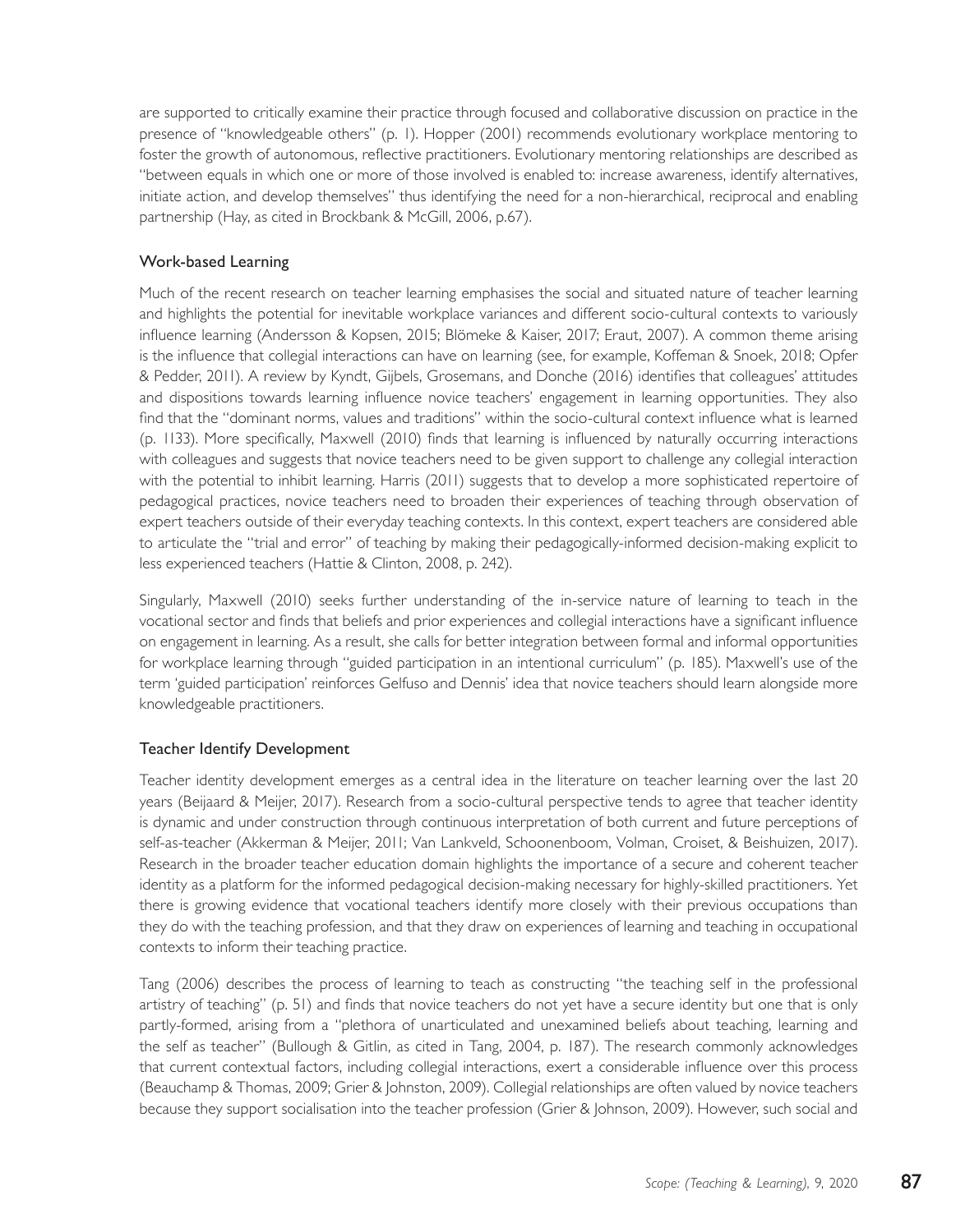are supported to critically examine their practice through focused and collaborative discussion on practice in the presence of "knowledgeable others" (p. 1). Hopper (2001) recommends evolutionary workplace mentoring to foster the growth of autonomous, reflective practitioners. Evolutionary mentoring relationships are described as "between equals in which one or more of those involved is enabled to: increase awareness, identify alternatives, initiate action, and develop themselves" thus identifying the need for a non-hierarchical, reciprocal and enabling partnership (Hay, as cited in Brockbank & McGill, 2006, p.67).

## Work-based Learning

Much of the recent research on teacher learning emphasises the social and situated nature of teacher learning and highlights the potential for inevitable workplace variances and different socio-cultural contexts to variously influence learning (Andersson & Kopsen, 2015; Blömeke & Kaiser, 2017; Eraut, 2007). A common theme arising is the influence that collegial interactions can have on learning (see, for example, Koffeman & Snoek, 2018; Opfer & Pedder, 2011). A review by Kyndt, Gijbels, Grosemans, and Donche (2016) identifies that colleagues' attitudes and dispositions towards learning influence novice teachers' engagement in learning opportunities. They also find that the "dominant norms, values and traditions" within the socio-cultural context influence what is learned (p. 1133). More specifically, Maxwell (2010) finds that learning is influenced by naturally occurring interactions with colleagues and suggests that novice teachers need to be given support to challenge any collegial interaction with the potential to inhibit learning. Harris (2011) suggests that to develop a more sophisticated repertoire of pedagogical practices, novice teachers need to broaden their experiences of teaching through observation of expert teachers outside of their everyday teaching contexts. In this context, expert teachers are considered able to articulate the "trial and error" of teaching by making their pedagogically-informed decision-making explicit to less experienced teachers (Hattie & Clinton, 2008, p. 242).

Singularly, Maxwell (2010) seeks further understanding of the in-service nature of learning to teach in the vocational sector and finds that beliefs and prior experiences and collegial interactions have a significant influence on engagement in learning. As a result, she calls for better integration between formal and informal opportunities for workplace learning through "guided participation in an intentional curriculum" (p. 185). Maxwell's use of the term 'guided participation' reinforces Gelfuso and Dennis' idea that novice teachers should learn alongside more knowledgeable practitioners.

## Teacher Identify Development

Teacher identity development emerges as a central idea in the literature on teacher learning over the last 20 years (Beijaard & Meijer, 2017). Research from a socio-cultural perspective tends to agree that teacher identity is dynamic and under construction through continuous interpretation of both current and future perceptions of self-as-teacher (Akkerman & Meijer, 2011; Van Lankveld, Schoonenboom, Volman, Croiset, & Beishuizen, 2017). Research in the broader teacher education domain highlights the importance of a secure and coherent teacher identity as a platform for the informed pedagogical decision-making necessary for highly-skilled practitioners. Yet there is growing evidence that vocational teachers identify more closely with their previous occupations than they do with the teaching profession, and that they draw on experiences of learning and teaching in occupational contexts to inform their teaching practice.

Tang (2006) describes the process of learning to teach as constructing "the teaching self in the professional artistry of teaching" (p. 51) and finds that novice teachers do not yet have a secure identity but one that is only partly-formed, arising from a "plethora of unarticulated and unexamined beliefs about teaching, learning and the self as teacher" (Bullough & Gitlin, as cited in Tang, 2004, p. 187). The research commonly acknowledges that current contextual factors, including collegial interactions, exert a considerable influence over this process (Beauchamp & Thomas, 2009; Grier & Johnston, 2009). Collegial relationships are often valued by novice teachers because they support socialisation into the teacher profession (Grier & Johnson, 2009). However, such social and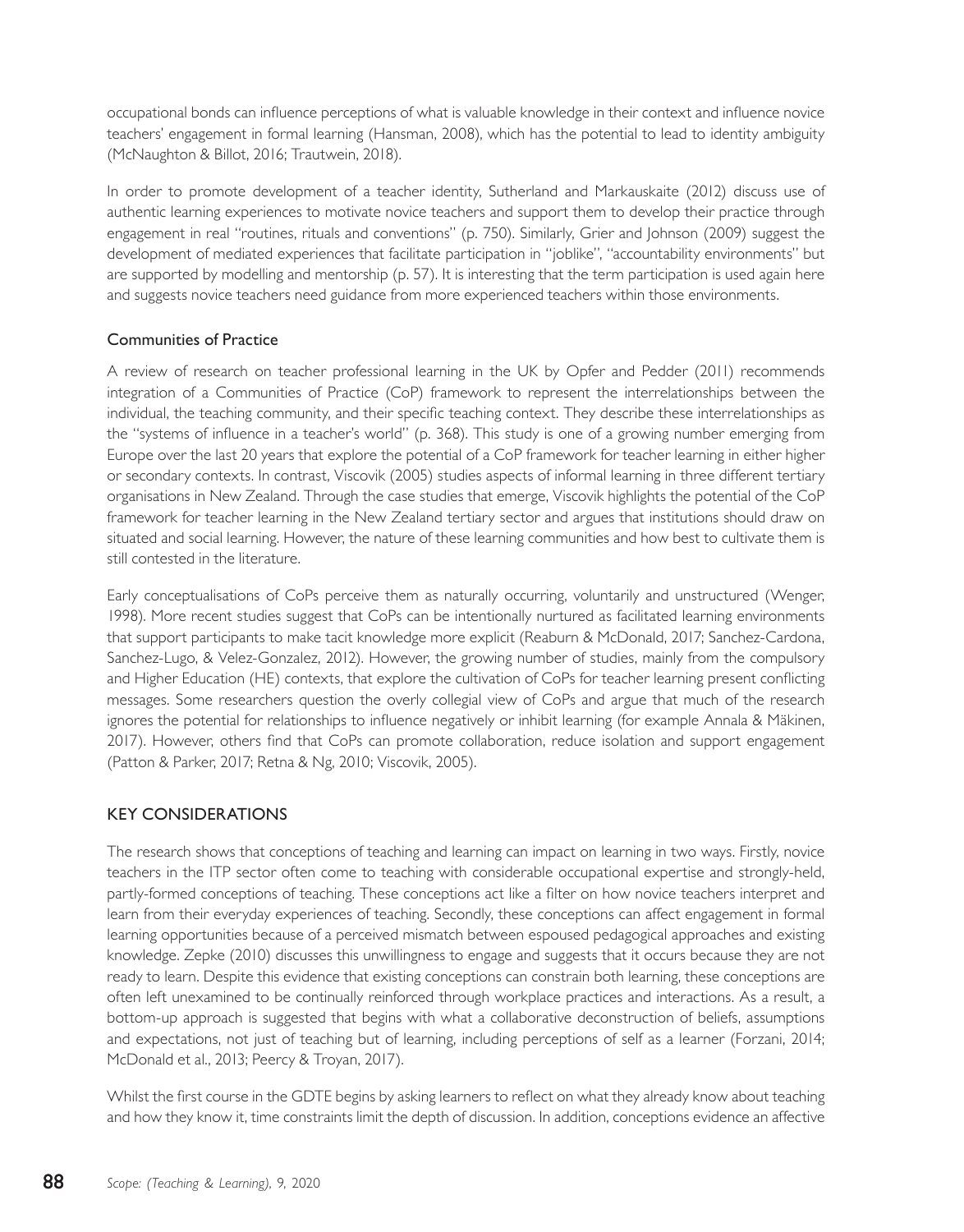occupational bonds can influence perceptions of what is valuable knowledge in their context and influence novice teachers' engagement in formal learning (Hansman, 2008), which has the potential to lead to identity ambiguity (McNaughton & Billot, 2016; Trautwein, 2018).

In order to promote development of a teacher identity, Sutherland and Markauskaite (2012) discuss use of authentic learning experiences to motivate novice teachers and support them to develop their practice through engagement in real "routines, rituals and conventions" (p. 750). Similarly, Grier and Johnson (2009) suggest the development of mediated experiences that facilitate participation in "joblike", "accountability environments" but are supported by modelling and mentorship (p. 57). It is interesting that the term participation is used again here and suggests novice teachers need guidance from more experienced teachers within those environments.

### Communities of Practice

A review of research on teacher professional learning in the UK by Opfer and Pedder (2011) recommends integration of a Communities of Practice (CoP) framework to represent the interrelationships between the individual, the teaching community, and their specific teaching context. They describe these interrelationships as the "systems of influence in a teacher's world" (p. 368). This study is one of a growing number emerging from Europe over the last 20 years that explore the potential of a CoP framework for teacher learning in either higher or secondary contexts. In contrast, Viscovik (2005) studies aspects of informal learning in three different tertiary organisations in New Zealand. Through the case studies that emerge, Viscovik highlights the potential of the CoP framework for teacher learning in the New Zealand tertiary sector and argues that institutions should draw on situated and social learning. However, the nature of these learning communities and how best to cultivate them is still contested in the literature.

Early conceptualisations of CoPs perceive them as naturally occurring, voluntarily and unstructured (Wenger, 1998). More recent studies suggest that CoPs can be intentionally nurtured as facilitated learning environments that support participants to make tacit knowledge more explicit (Reaburn & McDonald, 2017; Sanchez-Cardona, Sanchez-Lugo, & Velez-Gonzalez, 2012). However, the growing number of studies, mainly from the compulsory and Higher Education (HE) contexts, that explore the cultivation of CoPs for teacher learning present conflicting messages. Some researchers question the overly collegial view of CoPs and argue that much of the research ignores the potential for relationships to influence negatively or inhibit learning (for example Annala & Mäkinen, 2017). However, others find that CoPs can promote collaboration, reduce isolation and support engagement (Patton & Parker, 2017; Retna & Ng, 2010; Viscovik, 2005).

## KEY CONSIDERATIONS

The research shows that conceptions of teaching and learning can impact on learning in two ways. Firstly, novice teachers in the ITP sector often come to teaching with considerable occupational expertise and strongly-held, partly-formed conceptions of teaching. These conceptions act like a filter on how novice teachers interpret and learn from their everyday experiences of teaching. Secondly, these conceptions can affect engagement in formal learning opportunities because of a perceived mismatch between espoused pedagogical approaches and existing knowledge. Zepke (2010) discusses this unwillingness to engage and suggests that it occurs because they are not ready to learn. Despite this evidence that existing conceptions can constrain both learning, these conceptions are often left unexamined to be continually reinforced through workplace practices and interactions. As a result, a bottom-up approach is suggested that begins with what a collaborative deconstruction of beliefs, assumptions and expectations, not just of teaching but of learning, including perceptions of self as a learner (Forzani, 2014; McDonald et al., 2013; Peercy & Troyan, 2017).

Whilst the first course in the GDTE begins by asking learners to reflect on what they already know about teaching and how they know it, time constraints limit the depth of discussion. In addition, conceptions evidence an affective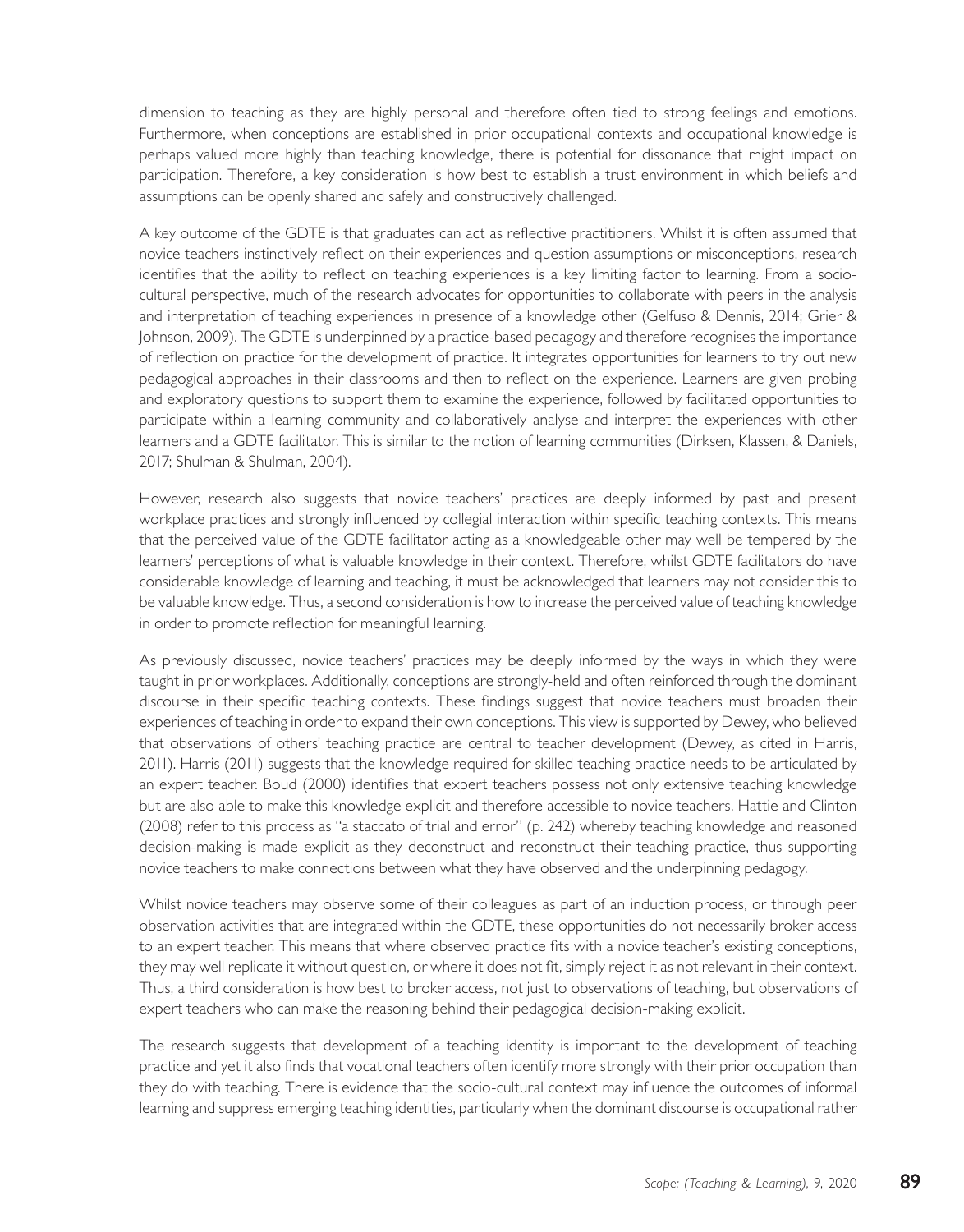dimension to teaching as they are highly personal and therefore often tied to strong feelings and emotions. Furthermore, when conceptions are established in prior occupational contexts and occupational knowledge is perhaps valued more highly than teaching knowledge, there is potential for dissonance that might impact on participation. Therefore, a key consideration is how best to establish a trust environment in which beliefs and assumptions can be openly shared and safely and constructively challenged.

A key outcome of the GDTE is that graduates can act as reflective practitioners. Whilst it is often assumed that novice teachers instinctively reflect on their experiences and question assumptions or misconceptions, research identifies that the ability to reflect on teaching experiences is a key limiting factor to learning. From a socio-cultural perspective, much of the research advocates for opportunities to collaborate with peers in the analysis and interpretation of teaching experiences in presence of a knowledge other (Gelfuso & Dennis, 2014; Grier & Johnson, 2009). The GDTE is underpinned by a practice-based pedagogy and therefore recognises the importance of reflection on practice for the development of practice. It integrates opportunities for learners to try out new pedagogical approaches in their classrooms and then to reflect on the experience. Learners are given probing and exploratory questions to support them to examine the experience, followed by facilitated opportunities to participate within a learning community and collaboratively analyse and interpret the experiences with other learners and a GDTE facilitator. This is similar to the notion of learning communities (Dirksen, Klassen, & Daniels, 2017; Shulman & Shulman, 2004).

However, research also suggests that novice teachers' practices are deeply informed by past and present workplace practices and strongly influenced by collegial interaction within specific teaching contexts. This means that the perceived value of the GDTE facilitator acting as a knowledgeable other may well be tempered by the learners' perceptions of what is valuable knowledge in their context. Therefore, whilst GDTE facilitators do have considerable knowledge of learning and teaching, it must be acknowledged that learners may not consider this to be valuable knowledge. Thus, a second consideration is how to increase the perceived value of teaching knowledge in order to promote reflection for meaningful learning.

As previously discussed, novice teachers' practices may be deeply informed by the ways in which they were taught in prior workplaces. Additionally, conceptions are strongly-held and often reinforced through the dominant discourse in their specific teaching contexts. These findings suggest that novice teachers must broaden their experiences of teaching in order to expand their own conceptions. This view is supported by Dewey, who believed that observations of others' teaching practice are central to teacher development (Dewey, as cited in Harris, 2011). Harris (2011) suggests that the knowledge required for skilled teaching practice needs to be articulated by an expert teacher. Boud (2000) identifies that expert teachers possess not only extensive teaching knowledge but are also able to make this knowledge explicit and therefore accessible to novice teachers. Hattie and Clinton (2008) refer to this process as "a staccato of trial and error" (p. 242) whereby teaching knowledge and reasoned decision-making is made explicit as they deconstruct and reconstruct their teaching practice, thus supporting novice teachers to make connections between what they have observed and the underpinning pedagogy.

Whilst novice teachers may observe some of their colleagues as part of an induction process, or through peer observation activities that are integrated within the GDTE, these opportunities do not necessarily broker access to an expert teacher. This means that where observed practice fits with a novice teacher's existing conceptions, they may well replicate it without question, or where it does not fit, simply reject it as not relevant in their context. Thus, a third consideration is how best to broker access, not just to observations of teaching, but observations of expert teachers who can make the reasoning behind their pedagogical decision-making explicit.

The research suggests that development of a teaching identity is important to the development of teaching practice and yet it also finds that vocational teachers often identify more strongly with their prior occupation than they do with teaching. There is evidence that the socio-cultural context may influence the outcomes of informal learning and suppress emerging teaching identities, particularly when the dominant discourse is occupational rather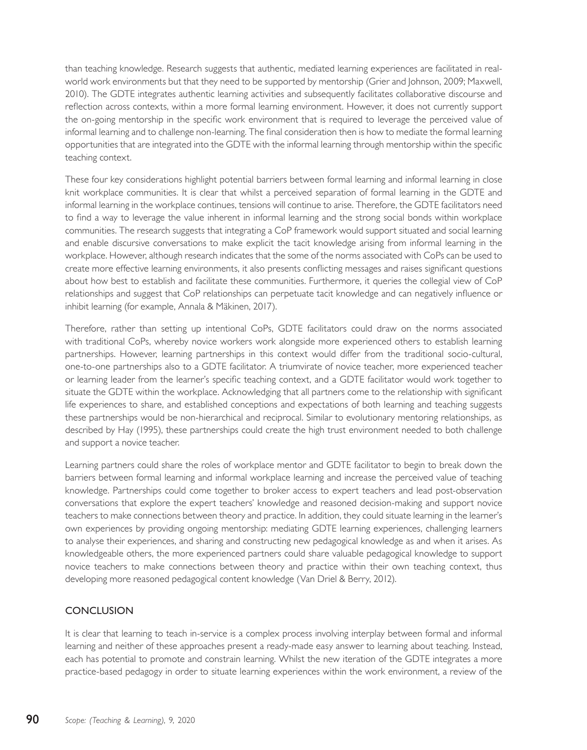than teaching knowledge. Research suggests that authentic, mediated learning experiences are facilitated in real-world work environments but that they need to be supported by mentorship (Grier and Johnson, 2009; Maxwell, 2010). The GDTE integrates authentic learning activities and subsequently facilitates collaborative discourse and reflection across contexts, within a more formal learning environment. However, it does not currently support the on-going mentorship in the specific work environment that is required to leverage the perceived value of informal learning and to challenge non-learning. The final consideration then is how to mediate the formal learning opportunities that are integrated into the GDTE with the informal learning through mentorship within the specific teaching context.

These four key considerations highlight potential barriers between formal learning and informal learning in close knit workplace communities. It is clear that whilst a perceived separation of formal learning in the GDTE and informal learning in the workplace continues, tensions will continue to arise. Therefore, the GDTE facilitators need to find a way to leverage the value inherent in informal learning and the strong social bonds within workplace communities. The research suggests that integrating a CoP framework would support situated and social learning and enable discursive conversations to make explicit the tacit knowledge arising from informal learning in the workplace. However, although research indicates that the some of the norms associated with CoPs can be used to create more effective learning environments, it also presents conflicting messages and raises significant questions about how best to establish and facilitate these communities. Furthermore, it queries the collegial view of CoP relationships and suggest that CoP relationships can perpetuate tacit knowledge and can negatively influence or inhibit learning (for example, Annala & Mäkinen, 2017).

Therefore, rather than setting up intentional CoPs, GDTE facilitators could draw on the norms associated with traditional CoPs, whereby novice workers work alongside more experienced others to establish learning partnerships. However, learning partnerships in this context would differ from the traditional socio-cultural, one-to-one partnerships also to a GDTE facilitator. A triumvirate of novice teacher, more experienced teacher or learning leader from the learner's specific teaching context, and a GDTE facilitator would work together to situate the GDTE within the workplace. Acknowledging that all partners come to the relationship with significant life experiences to share, and established conceptions and expectations of both learning and teaching suggests these partnerships would be non-hierarchical and reciprocal. Similar to evolutionary mentoring relationships, as described by Hay (1995), these partnerships could create the high trust environment needed to both challenge and support a novice teacher.

Learning partners could share the roles of workplace mentor and GDTE facilitator to begin to break down the barriers between formal learning and informal workplace learning and increase the perceived value of teaching knowledge. Partnerships could come together to broker access to expert teachers and lead post-observation conversations that explore the expert teachers' knowledge and reasoned decision-making and support novice teachers to make connections between theory and practice. In addition, they could situate learning in the learner's own experiences by providing ongoing mentorship: mediating GDTE learning experiences, challenging learners to analyse their experiences, and sharing and constructing new pedagogical knowledge as and when it arises. As knowledgeable others, the more experienced partners could share valuable pedagogical knowledge to support novice teachers to make connections between theory and practice within their own teaching context, thus developing more reasoned pedagogical content knowledge (Van Driel & Berry, 2012).

## CONCLUSION

It is clear that learning to teach in-service is a complex process involving interplay between formal and informal learning and neither of these approaches present a ready-made easy answer to learning about teaching. Instead, each has potential to promote and constrain learning. Whilst the new iteration of the GDTE integrates a more practice-based pedagogy in order to situate learning experiences within the work environment, a review of the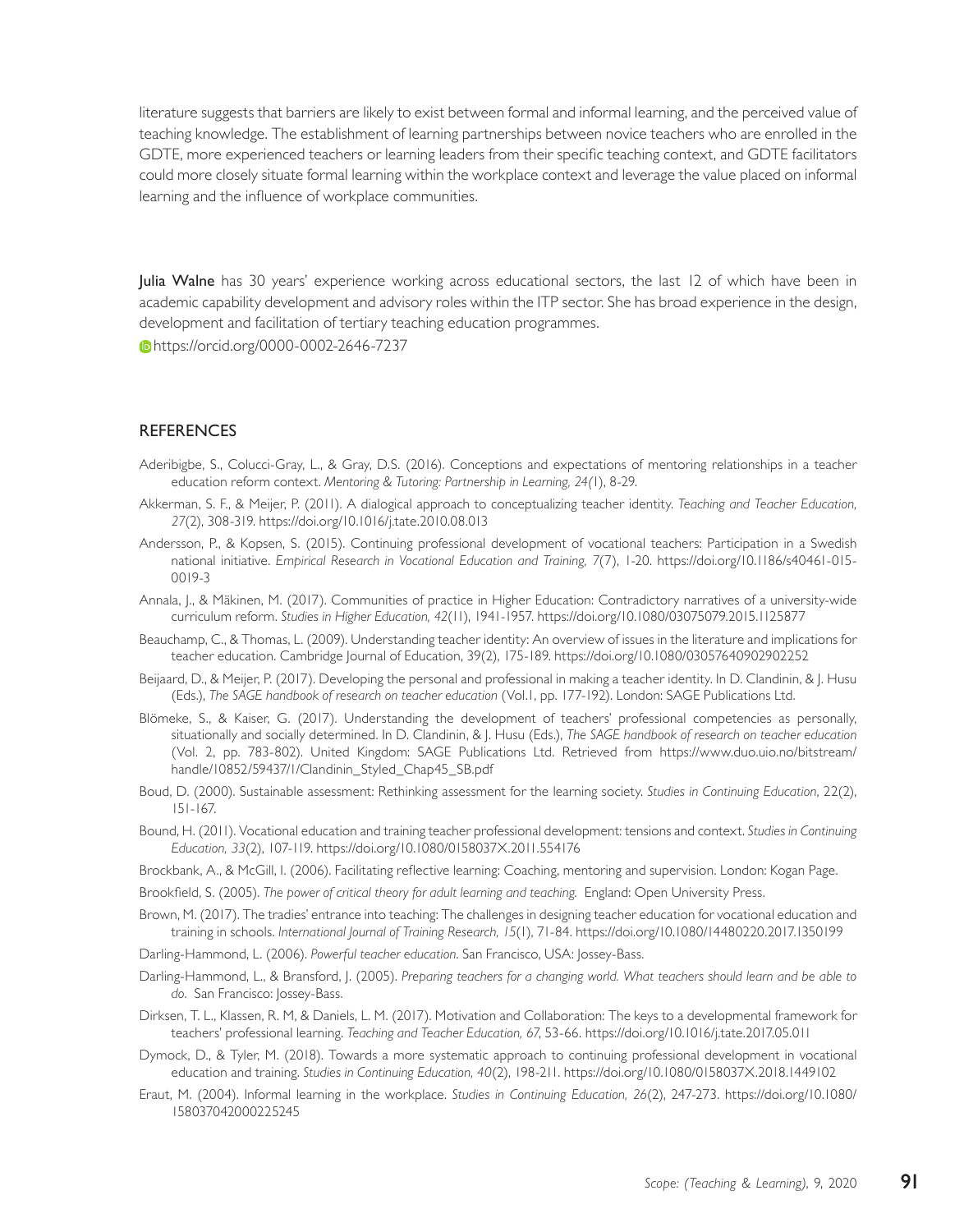literature suggests that barriers are likely to exist between formal and informal learning, and the perceived value of teaching knowledge. The establishment of learning partnerships between novice teachers who are enrolled in the GDTE, more experienced teachers or learning leaders from their specific teaching context, and GDTE facilitators could more closely situate formal learning within the workplace context and leverage the value placed on informal learning and the influence of workplace communities.

Julia Walne has 30 years' experience working across educational sectors, the last 12 of which have been in academic capability development and advisory roles within the ITP sector. She has broad experience in the design, development and facilitation of tertiary teaching education programmes.

https://orcid.org/0000-0002-2646-7237

## REFERENCES

Aderibigbe, S., Colucci-Gray, L., & Gray, D.S. (2016). Conceptions and expectations of mentoring relationships in a teacher education reform context. *Mentoring & Tutoring: Partnership in Learning, 24(*1), 8-29.

Akkerman, S. F., & Meijer, P. (2011). A dialogical approach to conceptualizing teacher identity. *Teaching and Teacher Education, 27*(2), 308-319. https://doi.org/10.1016/j.tate.2010.08.013

Andersson, P., & Kopsen, S. (2015). Continuing professional development of vocational teachers: Participation in a Swedish national initiative. *Empirical Research in Vocational Education and Training, 7*(7), 1-20. https://doi.org/10.1186/s40461-015-0019-3

Annala, J., & Mäkinen, M. (2017). Communities of practice in Higher Education: Contradictory narratives of a university-wide curriculum reform. *Studies in Higher Education, 42*(11), 1941-1957. https://doi.org/10.1080/03075079.2015.1125877

Beauchamp, C., & Thomas, L. (2009). Understanding teacher identity: An overview of issues in the literature and implications for teacher education. Cambridge Journal of Education, 39(2), 175-189. https://doi.org/10.1080/03057640902902252

Beijaard, D., & Meijer, P. (2017). Developing the personal and professional in making a teacher identity. In D. Clandinin, & J. Husu (Eds.), *The SAGE handbook of research on teacher education* (Vol.1, pp. 177-192). London: SAGE Publications Ltd.

Blömeke, S., & Kaiser, G. (2017). Understanding the development of teachers' professional competencies as personally, situationally and socially determined. In D. Clandinin, & J. Husu (Eds.), *The SAGE handbook of research on teacher education* (Vol. 2, pp. 783-802). United Kingdom: SAGE Publications Ltd. Retrieved from https://www.duo.uio.no/bitstream/handle/10852/59437/1/Clandinin_Styled_Chap45_SB.pdf

Boud, D. (2000). Sustainable assessment: Rethinking assessment for the learning society. *Studies in Continuing Education*, 22(2), 151-167.

Bound, H. (2011). Vocational education and training teacher professional development: tensions and context. *Studies in Continuing Education, 33*(2), 107-119. https://doi.org/10.1080/0158037X.2011.554176

Brockbank, A., & McGill, I. (2006). Facilitating reflective learning: Coaching, mentoring and supervision. London: Kogan Page.

Brookfield, S. (2005). *The power of critical theory for adult learning and teaching.* England: Open University Press.

Brown, M. (2017). The tradies' entrance into teaching: The challenges in designing teacher education for vocational education and training in schools. *International Journal of Training Research, 15*(1), 71-84. https://doi.org/10.1080/14480220.2017.1350199

Darling-Hammond, L. (2006). *Powerful teacher education*. San Francisco, USA: Jossey-Bass.

Darling-Hammond, L., & Bransford, J. (2005). *Preparing teachers for a changing world. What teachers should learn and be able to do.* San Francisco: Jossey-Bass.

Dirksen, T. L., Klassen, R. M, & Daniels, L. M. (2017). Motivation and Collaboration: The keys to a developmental framework for teachers' professional learning. *Teaching and Teacher Education, 67*, 53-66. https://doi.org/10.1016/j.tate.2017.05.011

Dymock, D., & Tyler, M. (2018). Towards a more systematic approach to continuing professional development in vocational education and training. *Studies in Continuing Education, 40*(2), 198-211. https://doi.org/10.1080/0158037X.2018.1449102

Eraut, M. (2004). Informal learning in the workplace. *Studies in Continuing Education, 26*(2), 247-273. https://doi.org/10.1080/158037042000225245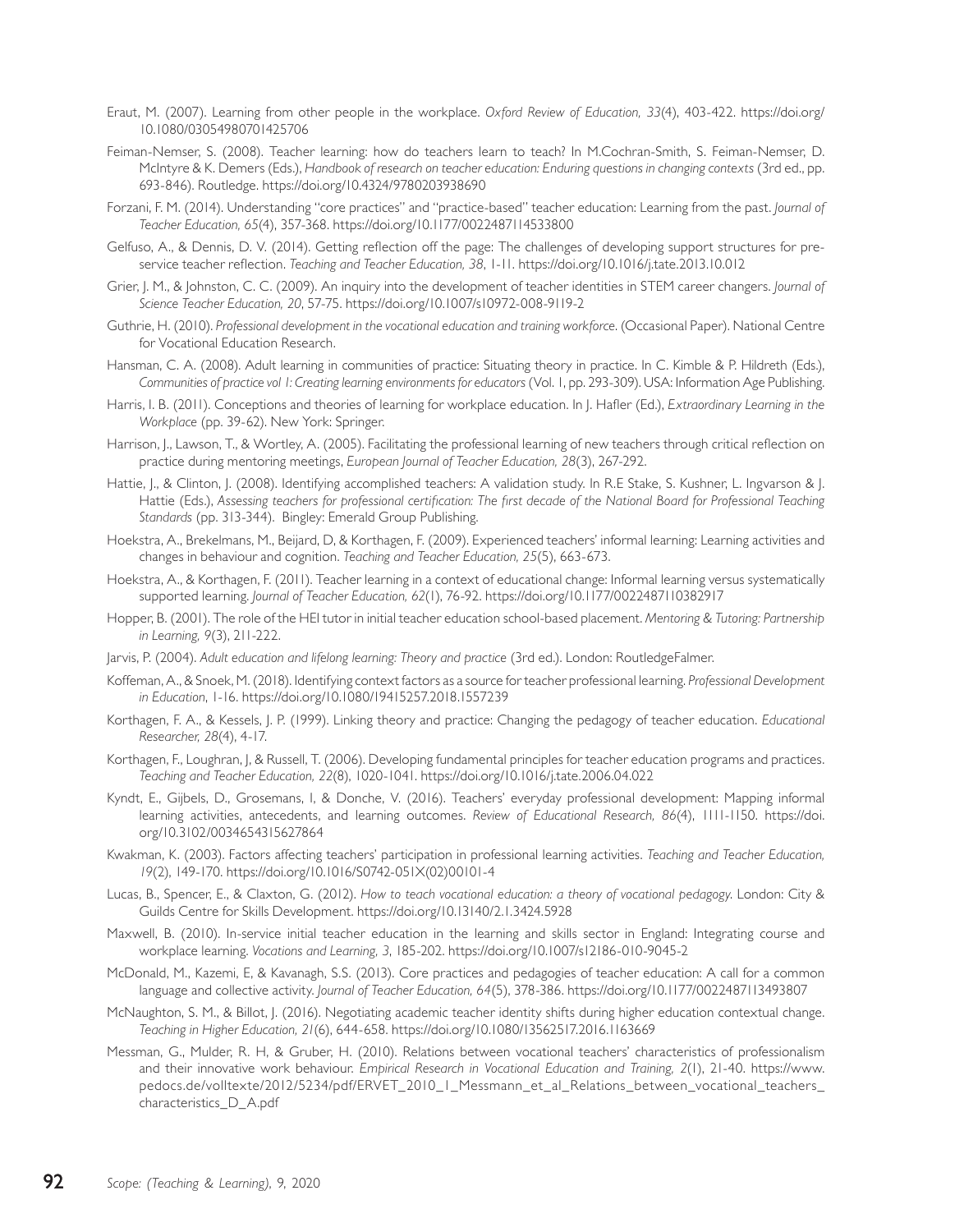Eraut, M. (2007). Learning from other people in the workplace. *Oxford Review of Education, 33*(4), 403-422. https://doi.org/10.1080/03054980701425706

Feiman-Nemser, S. (2008). Teacher learning: how do teachers learn to teach? In M.Cochran-Smith, S. Feiman-Nemser, D. McIntyre & K. Demers (Eds.), *Handbook of research on teacher education: Enduring questions in changing contexts* (3rd ed., pp. 693-846). Routledge. https://doi.org/10.4324/9780203938690

Forzani, F. M. (2014). Understanding "core practices" and "practice-based" teacher education: Learning from the past. *Journal of Teacher Education, 65*(4), 357-368. https://doi.org/10.1177/0022487114533800

Gelfuso, A., & Dennis, D. V. (2014). Getting reflection off the page: The challenges of developing support structures for pre-service teacher reflection. *Teaching and Teacher Education, 38*, 1-11. https://doi.org/10.1016/j.tate.2013.10.012

Grier, J. M., & Johnston, C. C. (2009). An inquiry into the development of teacher identities in STEM career changers. *Journal of Science Teacher Education, 20*, 57-75. https://doi.org/10.1007/s10972-008-9119-2

Guthrie, H. (2010). *Professional development in the vocational education and training workforce.* (Occasional Paper). National Centre for Vocational Education Research.

Hansman, C. A. (2008). Adult learning in communities of practice: Situating theory in practice. In C. Kimble & P. Hildreth (Eds.), *Communities of practice vol 1: Creating learning environments for educators* (Vol. 1, pp. 293-309). USA: Information Age Publishing.

Harris, I. B. (2011). Conceptions and theories of learning for workplace education. In J. Hafler (Ed.), *Extraordinary Learning in the Workplace* (pp. 39-62). New York: Springer.

Harrison, J., Lawson, T., & Wortley, A. (2005). Facilitating the professional learning of new teachers through critical reflection on practice during mentoring meetings, *European Journal of Teacher Education, 28*(3), 267-292.

Hattie, J., & Clinton, J. (2008). Identifying accomplished teachers: A validation study. In R.E Stake, S. Kushner, L. Ingvarson & J. Hattie (Eds.), *Assessing teachers for professional certification: The first decade of the National Board for Professional Teaching Standards* (pp. 313-344). Bingley: Emerald Group Publishing.

Hoekstra, A., Brekelmans, M., Beijard, D, & Korthagen, F. (2009). Experienced teachers' informal learning: Learning activities and changes in behaviour and cognition. *Teaching and Teacher Education, 25*(5), 663-673.

Hoekstra, A., & Korthagen, F. (2011). Teacher learning in a context of educational change: Informal learning versus systematically supported learning. *Journal of Teacher Education, 62*(1), 76-92. https://doi.org/10.1177/0022487110382917

Hopper, B. (2001). The role of the HEI tutor in initial teacher education school-based placement. *Mentoring & Tutoring: Partnership in Learning, 9*(3), 211-222.

Jarvis, P. (2004). *Adult education and lifelong learning: Theory and practice* (3rd ed.). London: RoutledgeFalmer.

Koffeman, A., & Snoek, M. (2018). Identifying context factors as a source for teacher professional learning. *Professional Development in Education*, 1-16. https://doi.org/10.1080/19415257.2018.1557239

Korthagen, F. A., & Kessels, J. P. (1999). Linking theory and practice: Changing the pedagogy of teacher education. *Educational Researcher, 28*(4), 4-17.

Korthagen, F., Loughran, J, & Russell, T. (2006). Developing fundamental principles for teacher education programs and practices. *Teaching and Teacher Education, 22*(8), 1020-1041. https://doi.org/10.1016/j.tate.2006.04.022

Kyndt, E., Gijbels, D., Grosemans, I, & Donche, V. (2016). Teachers' everyday professional development: Mapping informal learning activities, antecedents, and learning outcomes. *Review of Educational Research, 86*(4), 1111-1150. https://doi.org/10.3102/0034654315627864

Kwakman, K. (2003). Factors affecting teachers' participation in professional learning activities. *Teaching and Teacher Education, 19*(2), 149-170. https://doi.org/10.1016/S0742-051X(02)00101-4

Lucas, B., Spencer, E., & Claxton, G. (2012). *How to teach vocational education: a theory of vocational pedagogy*. London: City & Guilds Centre for Skills Development. https://doi.org/10.13140/2.1.3424.5928

Maxwell, B. (2010). In-service initial teacher education in the learning and skills sector in England: Integrating course and workplace learning. *Vocations and Learning, 3*, 185-202. https://doi.org/10.1007/s12186-010-9045-2

McDonald, M., Kazemi, E, & Kavanagh, S.S. (2013). Core practices and pedagogies of teacher education: A call for a common language and collective activity. *Journal of Teacher Education, 64*(5), 378-386. https://doi.org/10.1177/0022487113493807

McNaughton, S. M., & Billot, J. (2016). Negotiating academic teacher identity shifts during higher education contextual change. *Teaching in Higher Education, 21*(6), 644-658. https://doi.org/10.1080/13562517.2016.1163669

Messman, G., Mulder, R. H, & Gruber, H. (2010). Relations between vocational teachers' characteristics of professionalism and their innovative work behaviour. *Empirical Research in Vocational Education and Training, 2*(1), 21-40. https://www.pedocs.de/volltexte/2012/5234/pdf/ERVET_2010_1_Messmann_et_al_Relations_between_vocational_teachers_characteristics_D_A.pdf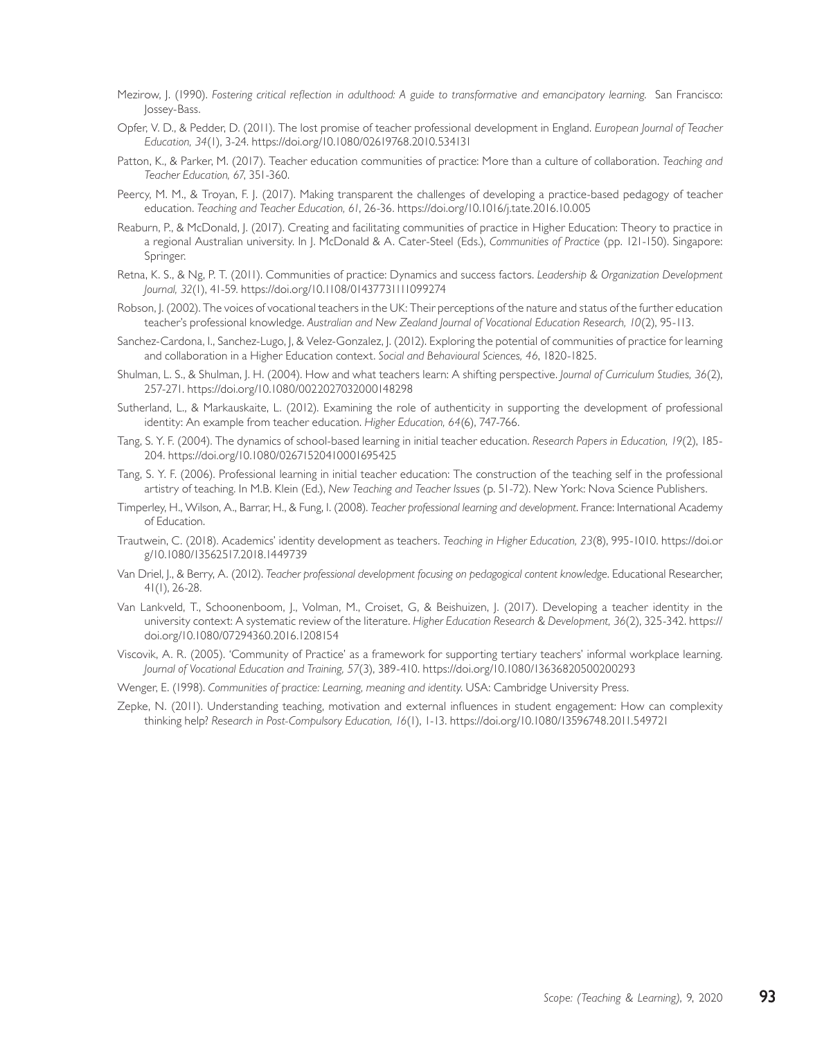Mezirow, J. (1990). *Fostering critical reflection in adulthood: A guide to transformative and emancipatory learning.* San Francisco: Jossey-Bass.

Opfer, V. D., & Pedder, D. (2011). The lost promise of teacher professional development in England. *European Journal of Teacher Education, 34*(1), 3-24. https://doi.org/10.1080/02619768.2010.534131

Patton, K., & Parker, M. (2017). Teacher education communities of practice: More than a culture of collaboration. *Teaching and Teacher Education, 67*, 351-360.

Peercy, M. M., & Troyan, F. J. (2017). Making transparent the challenges of developing a practice-based pedagogy of teacher education. *Teaching and Teacher Education, 61*, 26-36. https://doi.org/10.1016/j.tate.2016.10.005

Reaburn, P., & McDonald, J. (2017). Creating and facilitating communities of practice in Higher Education: Theory to practice in a regional Australian university. In J. McDonald & A. Cater-Steel (Eds.), *Communities of Practice* (pp. 121-150). Singapore: Springer.

Retna, K. S., & Ng, P. T. (2011). Communities of practice: Dynamics and success factors. *Leadership & Organization Development Journal, 32*(1), 41-59. https://doi.org/10.1108/01437731111099274

Robson, J. (2002). The voices of vocational teachers in the UK: Their perceptions of the nature and status of the further education teacher's professional knowledge. *Australian and New Zealand Journal of Vocational Education Research, 10*(2), 95-113.

Sanchez-Cardona, I., Sanchez-Lugo, J, & Velez-Gonzalez, J. (2012). Exploring the potential of communities of practice for learning and collaboration in a Higher Education context. *Social and Behavioural Sciences, 46*, 1820-1825.

Shulman, L. S., & Shulman, J. H. (2004). How and what teachers learn: A shifting perspective. *Journal of Curriculum Studies, 36*(2), 257-271. https://doi.org/10.1080/0022027032000148298

Sutherland, L., & Markauskaite, L. (2012). Examining the role of authenticity in supporting the development of professional identity: An example from teacher education. *Higher Education, 64*(6), 747-766.

Tang, S. Y. F. (2004). The dynamics of school-based learning in initial teacher education. *Research Papers in Education, 19*(2), 185-204. https://doi.org/10.1080/02671520410001695425

Tang, S. Y. F. (2006). Professional learning in initial teacher education: The construction of the teaching self in the professional artistry of teaching. In M.B. Klein (Ed.), *New Teaching and Teacher Issues* (p. 51-72). New York: Nova Science Publishers.

Timperley, H., Wilson, A., Barrar, H., & Fung, I. (2008). *Teacher professional learning and development*. France: International Academy of Education.

Trautwein, C. (2018). Academics' identity development as teachers. *Teaching in Higher Education, 23*(8), 995-1010. https://doi.org/10.1080/13562517.2018.1449739

Van Driel, J., & Berry, A. (2012). *Teacher professional development focusing on pedagogical content knowledge*. Educational Researcher, 41(1), 26-28.

Van Lankveld, T., Schoonenboom, J., Volman, M., Croiset, G, & Beishuizen, J. (2017). Developing a teacher identity in the university context: A systematic review of the literature. *Higher Education Research & Development, 36*(2), 325-342. https://doi.org/10.1080/07294360.2016.1208154

Viscovik, A. R. (2005). 'Community of Practice' as a framework for supporting tertiary teachers' informal workplace learning. *Journal of Vocational Education and Training, 57*(3), 389-410. https://doi.org/10.1080/13636820500200293

Wenger, E. (1998). *Communities of practice: Learning, meaning and identity*. USA: Cambridge University Press.

Zepke, N. (2011). Understanding teaching, motivation and external influences in student engagement: How can complexity thinking help? *Research in Post-Compulsory Education, 16*(1), 1-13. https://doi.org/10.1080/13596748.2011.549721